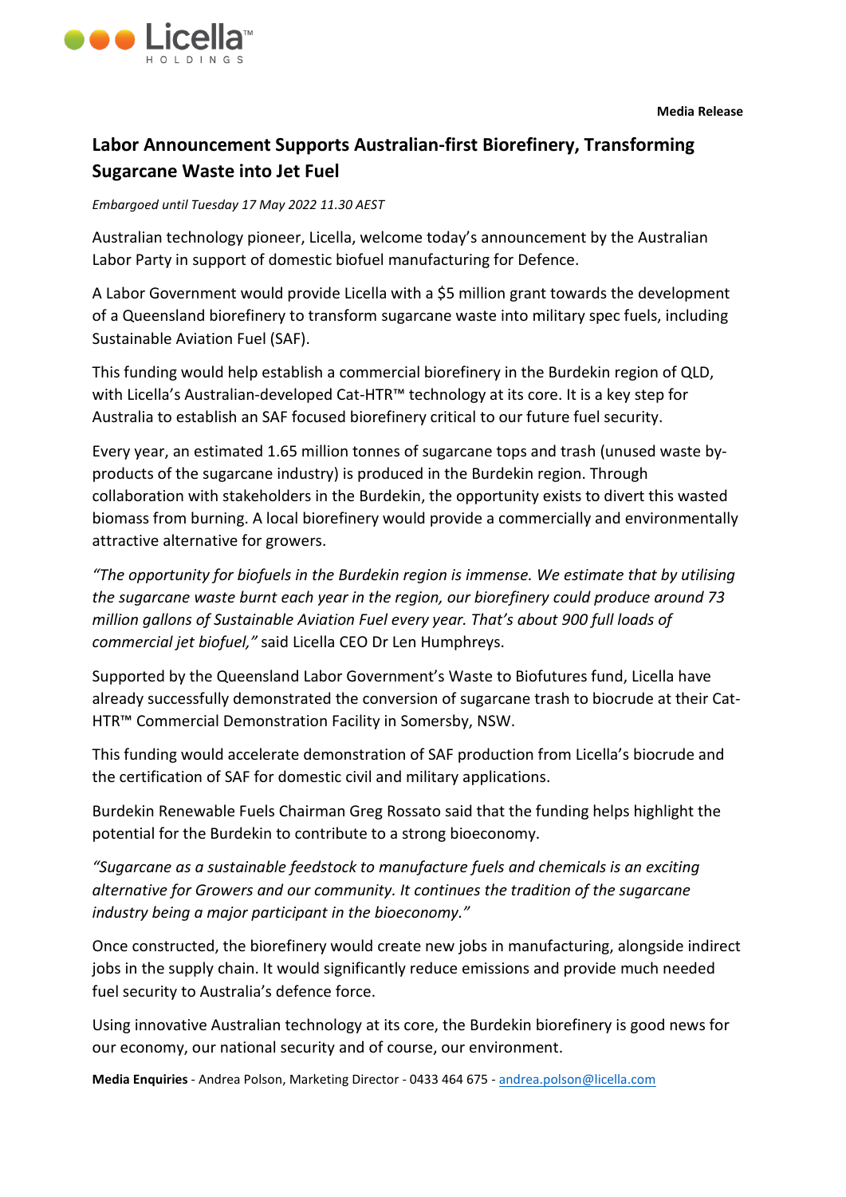Licella™ HOLDINGS

**Media Release**

# Labor Announcement Supports Australian-first Biorefinery, Transforming Sugarcane Waste into Jet Fuel

*Embargoed until Tuesday 17 May 2022 11.30 AEST*

Australian technology pioneer, Licella, welcome today's announcement by the Australian Labor Party in support of domestic biofuel manufacturing for Defence.

A Labor Government would provide Licella with a $5 million grant towards the development of a Queensland biorefinery to transform sugarcane waste into military spec fuels, including Sustainable Aviation Fuel (SAF).

This funding would help establish a commercial biorefinery in the Burdekin region of QLD, with Licella's Australian-developed Cat-HTR™ technology at its core. It is a key step for Australia to establish an SAF focused biorefinery critical to our future fuel security.

Every year, an estimated 1.65 million tonnes of sugarcane tops and trash (unused waste by-products of the sugarcane industry) is produced in the Burdekin region. Through collaboration with stakeholders in the Burdekin, the opportunity exists to divert this wasted biomass from burning. A local biorefinery would provide a commercially and environmentally attractive alternative for growers.

*"The opportunity for biofuels in the Burdekin region is immense. We estimate that by utilising the sugarcane waste burnt each year in the region, our biorefinery could produce around 73 million gallons of Sustainable Aviation Fuel every year. That's about 900 full loads of commercial jet biofuel,"* said Licella CEO Dr Len Humphreys.

Supported by the Queensland Labor Government's Waste to Biofutures fund, Licella have already successfully demonstrated the conversion of sugarcane trash to biocrude at their Cat-HTR™ Commercial Demonstration Facility in Somersby, NSW.

This funding would accelerate demonstration of SAF production from Licella's biocrude and the certification of SAF for domestic civil and military applications.

Burdekin Renewable Fuels Chairman Greg Rossato said that the funding helps highlight the potential for the Burdekin to contribute to a strong bioeconomy.

*"Sugarcane as a sustainable feedstock to manufacture fuels and chemicals is an exciting alternative for Growers and our community. It continues the tradition of the sugarcane industry being a major participant in the bioeconomy."*

Once constructed, the biorefinery would create new jobs in manufacturing, alongside indirect jobs in the supply chain. It would significantly reduce emissions and provide much needed fuel security to Australia's defence force.

Using innovative Australian technology at its core, the Burdekin biorefinery is good news for our economy, our national security and of course, our environment.

**Media Enquiries** - Andrea Polson, Marketing Director - 0433 464 675 - andrea.polson@licella.com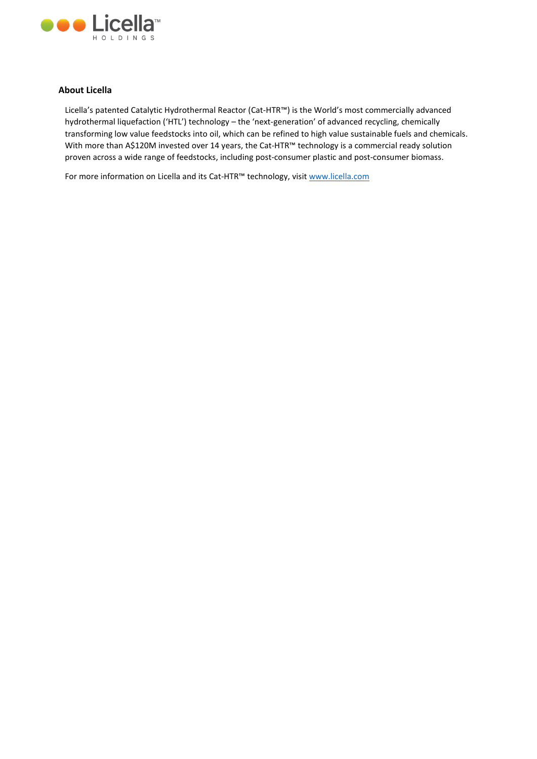## About Licella

Licella's patented Catalytic Hydrothermal Reactor (Cat-HTR™) is the World's most commercially advanced hydrothermal liquefaction ('HTL') technology – the 'next-generation' of advanced recycling, chemically transforming low value feedstocks into oil, which can be refined to high value sustainable fuels and chemicals. With more than A$120M invested over 14 years, the Cat-HTR™ technology is a commercial ready solution proven across a wide range of feedstocks, including post-consumer plastic and post-consumer biomass.

For more information on Licella and its Cat-HTR™ technology, visit [www.licella.com](http://www.licella.com)